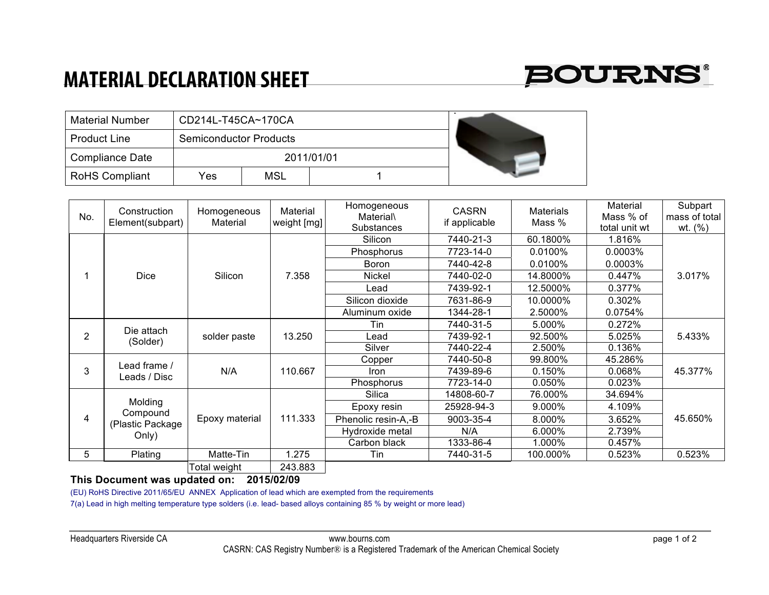# MATERIAL DECLARATION SHEET

BOURNS®

| Material Number | CD214L-T45CA~170CA | | |
|---|---|---|---|
| Product Line | Semiconductor Products | | |
| Compliance Date | 2011/01/01 | | |
| RoHS Compliant | Yes | MSL | 1 |

| No. | Construction Element(subpart) | Homogeneous Material | Material weight [mg] | Homogeneous Material\ Substances | CASRN if applicable | Materials Mass % | Material Mass % of total unit wt | Subpart mass of total wt. (%) |
|---|---|---|---|---|---|---|---|---|
| 1 | Dice | Silicon | 7.358 | Silicon | 7440-21-3 | 60.1800% | 1.816% | 3.017% |
| | | | | Phosphorus | 7723-14-0 | 0.0100% | 0.0003% | |
| | | | | Boron | 7440-42-8 | 0.0100% | 0.0003% | |
| | | | | Nickel | 7440-02-0 | 14.8000% | 0.447% | |
| | | | | Lead | 7439-92-1 | 12.5000% | 0.377% | |
| | | | | Silicon dioxide | 7631-86-9 | 10.0000% | 0.302% | |
| | | | | Aluminum oxide | 1344-28-1 | 2.5000% | 0.0754% | |
| 2 | Die attach (Solder) | solder paste | 13.250 | Tin | 7440-31-5 | 5.000% | 0.272% | 5.433% |
| | | | | Lead | 7439-92-1 | 92.500% | 5.025% | |
| | | | | Silver | 7440-22-4 | 2.500% | 0.136% | |
| 3 | Lead frame / Leads / Disc | N/A | 110.667 | Copper | 7440-50-8 | 99.800% | 45.286% | 45.377% |
| | | | | Iron | 7439-89-6 | 0.150% | 0.068% | |
| | | | | Phosphorus | 7723-14-0 | 0.050% | 0.023% | |
| 4 | Molding Compound (Plastic Package Only) | Epoxy material | 111.333 | Silica | 14808-60-7 | 76.000% | 34.694% | 45.650% |
| | | | | Epoxy resin | 25928-94-3 | 9.000% | 4.109% | |
| | | | | Phenolic resin-A,-B | 9003-35-4 | 8.000% | 3.652% | |
| | | | | Hydroxide metal | N/A | 6.000% | 2.739% | |
| | | | | Carbon black | 1333-86-4 | 1.000% | 0.457% | |
| 5 | Plating | Matte-Tin | 1.275 | Tin | 7440-31-5 | 100.000% | 0.523% | 0.523% |
| | | Total weight | 243.883 | | | | | |

**This Document was updated on: 2015/02/09**

(EU) RoHS Directive 2011/65/EU ANNEX Application of lead which are exempted from the requirements

7(a) Lead in high melting temperature type solders (i.e. lead- based alloys containing 85 % by weight or more lead)

Headquarters Riverside CA www.bourns.com

CASRN: CAS Registry Number® is a Registered Trademark of the American Chemical Society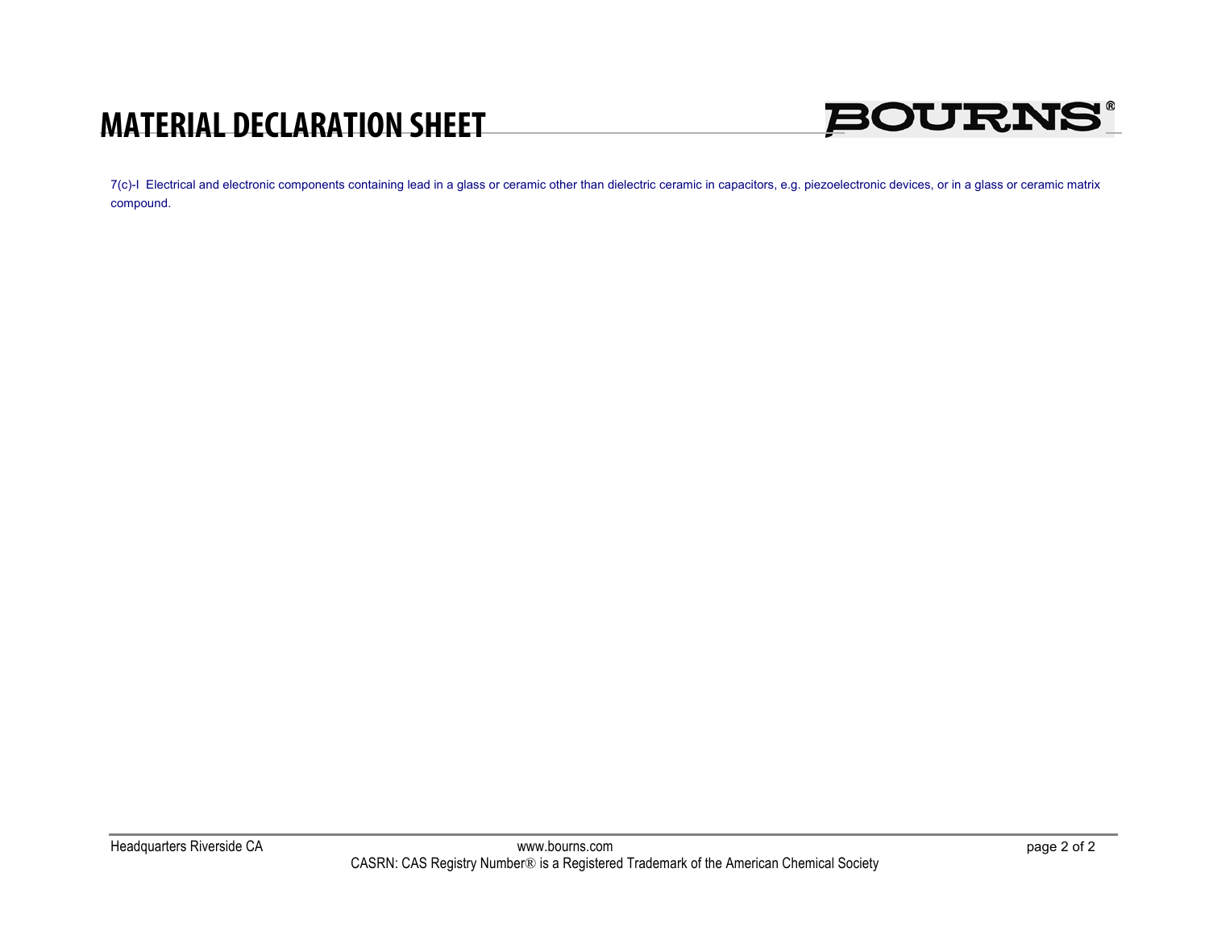7(c)-I  Electrical and electronic components containing lead in a glass or ceramic other than dielectric ceramic in capacitors, e.g. piezoelectronic devices, or in a glass or ceramic matrix compound.